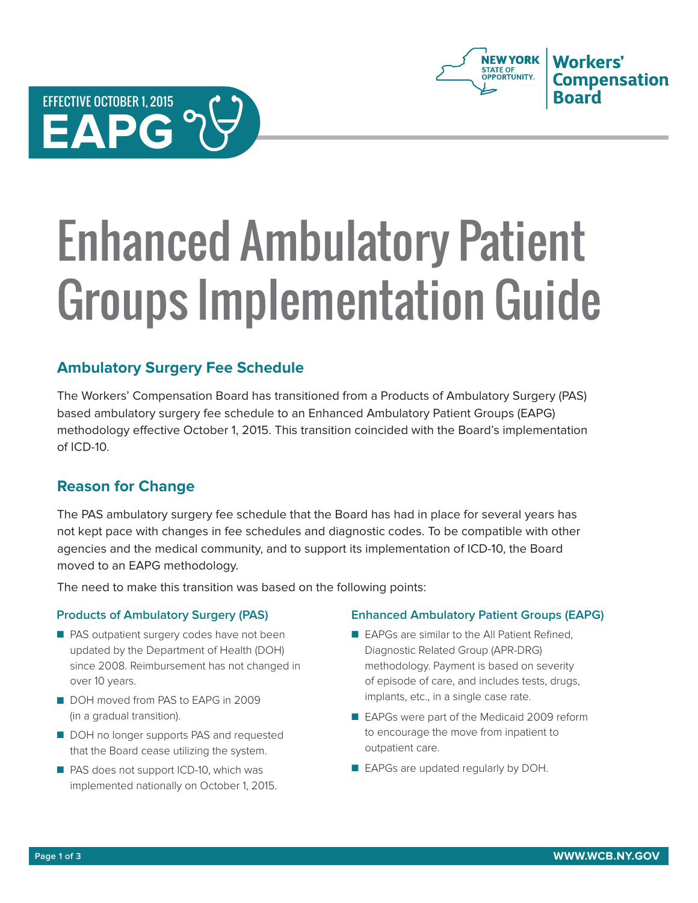EFFECTIVE OCTOBER 1, 2015

**EAPG**

New York State of Opportunity. Workers' Compensation Board

# Enhanced Ambulatory Patient Groups Implementation Guide

## Ambulatory Surgery Fee Schedule

The Workers' Compensation Board has transitioned from a Products of Ambulatory Surgery (PAS) based ambulatory surgery fee schedule to an Enhanced Ambulatory Patient Groups (EAPG) methodology effective October 1, 2015. This transition coincided with the Board's implementation of ICD-10.

## Reason for Change

The PAS ambulatory surgery fee schedule that the Board has had in place for several years has not kept pace with changes in fee schedules and diagnostic codes. To be compatible with other agencies and the medical community, and to support its implementation of ICD-10, the Board moved to an EAPG methodology.

The need to make this transition was based on the following points:

### Products of Ambulatory Surgery (PAS)

- PAS outpatient surgery codes have not been updated by the Department of Health (DOH) since 2008. Reimbursement has not changed in over 10 years.
- DOH moved from PAS to EAPG in 2009 (in a gradual transition).
- DOH no longer supports PAS and requested that the Board cease utilizing the system.
- PAS does not support ICD-10, which was implemented nationally on October 1, 2015.

### Enhanced Ambulatory Patient Groups (EAPG)

- EAPGs are similar to the All Patient Refined, Diagnostic Related Group (APR-DRG) methodology. Payment is based on severity of episode of care, and includes tests, drugs, implants, etc., in a single case rate.
- EAPGs were part of the Medicaid 2009 reform to encourage the move from inpatient to outpatient care.
- EAPGs are updated regularly by DOH.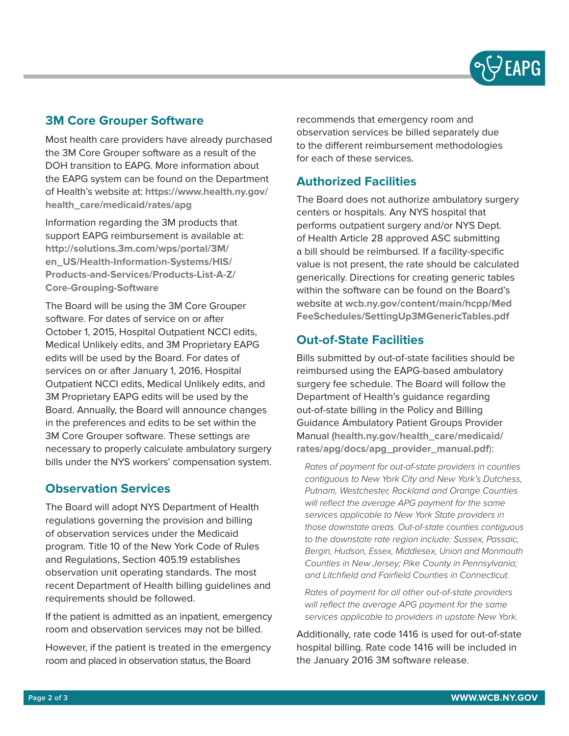## 3M Core Grouper Software

Most health care providers have already purchased the 3M Core Grouper software as a result of the DOH transition to EAPG. More information about the EAPG system can be found on the Department of Health's website at: **https://www.health.ny.gov/health_care/medicaid/rates/apg**

Information regarding the 3M products that support EAPG reimbursement is available at: **http://solutions.3m.com/wps/portal/3M/en_US/Health-Information-Systems/HIS/Products-and-Services/Products-List-A-Z/Core-Grouping-Software**

The Board will be using the 3M Core Grouper software. For dates of service on or after October 1, 2015, Hospital Outpatient NCCI edits, Medical Unlikely edits, and 3M Proprietary EAPG edits will be used by the Board. For dates of services on or after January 1, 2016, Hospital Outpatient NCCI edits, Medical Unlikely edits, and 3M Proprietary EAPG edits will be used by the Board. Annually, the Board will announce changes in the preferences and edits to be set within the 3M Core Grouper software. These settings are necessary to properly calculate ambulatory surgery bills under the NYS workers' compensation system.

## Observation Services

The Board will adopt NYS Department of Health regulations governing the provision and billing of observation services under the Medicaid program. Title 10 of the New York Code of Rules and Regulations, Section 405.19 establishes observation unit operating standards. The most recent Department of Health billing guidelines and requirements should be followed.

If the patient is admitted as an inpatient, emergency room and observation services may not be billed.

However, if the patient is treated in the emergency room and placed in observation status, the Board recommends that emergency room and observation services be billed separately due to the different reimbursement methodologies for each of these services.

## Authorized Facilities

The Board does not authorize ambulatory surgery centers or hospitals. Any NYS hospital that performs outpatient surgery and/or NYS Dept. of Health Article 28 approved ASC submitting a bill should be reimbursed. If a facility-specific value is not present, the rate should be calculated generically. Directions for creating generic tables within the software can be found on the Board's website at **wcb.ny.gov/content/main/hcpp/MedFeeSchedules/SettingUp3MGenericTables.pdf**

## Out-of-State Facilities

Bills submitted by out-of-state facilities should be reimbursed using the EAPG-based ambulatory surgery fee schedule. The Board will follow the Department of Health's guidance regarding out-of-state billing in the Policy and Billing Guidance Ambulatory Patient Groups Provider Manual (**health.ny.gov/health_care/medicaid/rates/apg/docs/apg_provider_manual.pdf**):

> *Rates of payment for out-of-state providers in counties contiguous to New York City and New York's Dutchess, Putnam, Westchester, Rockland and Orange Counties will reflect the average APG payment for the same services applicable to New York State providers in those downstate areas. Out-of-state counties contiguous to the downstate rate region include: Sussex, Passaic, Bergin, Hudson, Essex, Middlesex, Union and Monmouth Counties in New Jersey; Pike County in Pennsylvania; and Litchfield and Fairfield Counties in Connecticut.*
>
> *Rates of payment for all other out-of-state providers will reflect the average APG payment for the same services applicable to providers in upstate New York.*

Additionally, rate code 1416 is used for out-of-state hospital billing. Rate code 1416 will be included in the January 2016 3M software release.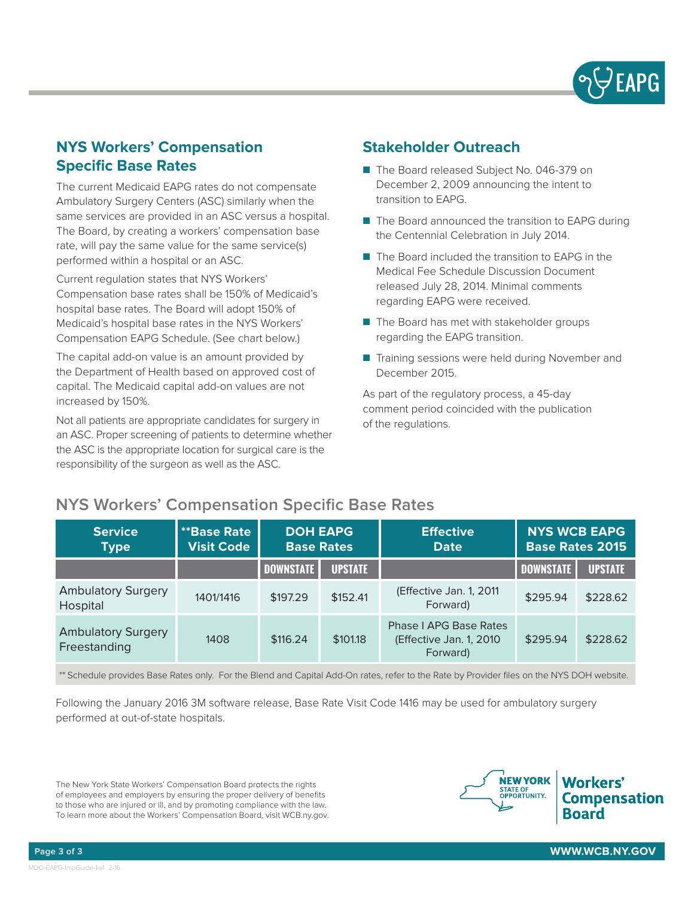## NYS Workers' Compensation Specific Base Rates

The current Medicaid EAPG rates do not compensate Ambulatory Surgery Centers (ASC) similarly when the same services are provided in an ASC versus a hospital. The Board, by creating a workers' compensation base rate, will pay the same value for the same service(s) performed within a hospital or an ASC.

Current regulation states that NYS Workers' Compensation base rates shall be 150% of Medicaid's hospital base rates. The Board will adopt 150% of Medicaid's hospital base rates in the NYS Workers' Compensation EAPG Schedule. (See chart below.)

The capital add-on value is an amount provided by the Department of Health based on approved cost of capital. The Medicaid capital add-on values are not increased by 150%.

Not all patients are appropriate candidates for surgery in an ASC. Proper screening of patients to determine whether the ASC is the appropriate location for surgical care is the responsibility of the surgeon as well as the ASC.

## Stakeholder Outreach

- The Board released Subject No. 046-379 on December 2, 2009 announcing the intent to transition to EAPG.
- The Board announced the transition to EAPG during the Centennial Celebration in July 2014.
- The Board included the transition to EAPG in the Medical Fee Schedule Discussion Document released July 28, 2014. Minimal comments regarding EAPG were received.
- The Board has met with stakeholder groups regarding the EAPG transition.
- Training sessions were held during November and December 2015.

As part of the regulatory process, a 45-day comment period coincided with the publication of the regulations.

## NYS Workers' Compensation Specific Base Rates

| Service Type | **Base Rate Visit Code | DOH EAPG Base Rates | | Effective Date | NYS WCB EAPG Base Rates 2015 | |
|---|---|---|---|---|---|---|
| | | DOWNSTATE | UPSTATE | | DOWNSTATE | UPSTATE |
| Ambulatory Surgery Hospital | 1401/1416 | $197.29 | $152.41 | (Effective Jan. 1, 2011 Forward) | $295.94 | $228.62 |
| Ambulatory Surgery Freestanding | 1408 | $116.24 | $101.18 | Phase I APG Base Rates (Effective Jan. 1, 2010 Forward) | $295.94 | $228.62 |

** Schedule provides Base Rates only. For the Blend and Capital Add-On rates, refer to the Rate by Provider files on the NYS DOH website.

Following the January 2016 3M software release, Base Rate Visit Code 1416 may be used for ambulatory surgery performed at out-of-state hospitals.

The New York State Workers' Compensation Board protects the rights of employees and employers by ensuring the proper delivery of benefits to those who are injured or ill, and by promoting compliance with the law. To learn more about the Workers' Compensation Board, visit WCB.ny.gov.

NEW YORK STATE OF OPPORTUNITY. | Workers' Compensation Board

MDO-EAPG-ImpGuide-1-v1 2-16